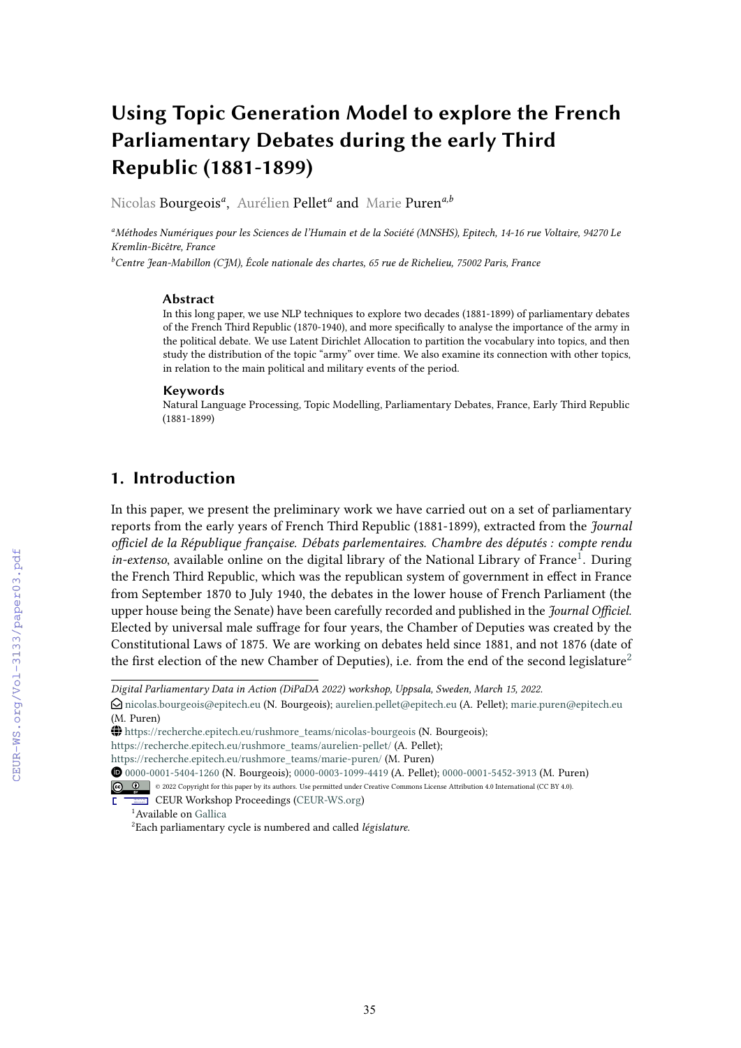# Using Topic Generation Model to explore the French Parliamentary Debates during the early Third Republic (1881-1899)

Nicolas Bourgeois[a], Aurélien Pellet[a] and Marie Puren[a,b]

[a]*Méthodes Numériques pour les Sciences de l'Humain et de la Société (MNSHS), Epitech, 14-16 rue Voltaire, 94270 Le Kremlin-Bicêtre, France*

[b]*Centre Jean-Mabillon (CJM), École nationale des chartes, 65 rue de Richelieu, 75002 Paris, France*

### Abstract

In this long paper, we use NLP techniques to explore two decades (1881-1899) of parliamentary debates of the French Third Republic (1870-1940), and more specifically to analyse the importance of the army in the political debate. We use Latent Dirichlet Allocation to partition the vocabulary into topics, and then study the distribution of the topic "army" over time. We also examine its connection with other topics, in relation to the main political and military events of the period.

### Keywords

Natural Language Processing, Topic Modelling, Parliamentary Debates, France, Early Third Republic (1881-1899)

## 1. Introduction

In this paper, we present the preliminary work we have carried out on a set of parliamentary reports from the early years of French Third Republic (1881-1899), extracted from the *Journal officiel de la République française. Débats parlementaires. Chambre des députés : compte rendu in-extenso*, available online on the digital library of the National Library of France[1]. During the French Third Republic, which was the republican system of government in effect in France from September 1870 to July 1940, the debates in the lower house of French Parliament (the upper house being the Senate) have been carefully recorded and published in the *Journal Officiel*. Elected by universal male suffrage for four years, the Chamber of Deputies was created by the Constitutional Laws of 1875. We are working on debates held since 1881, and not 1876 (date of the first election of the new Chamber of Deputies), i.e. from the end of the second legislature[2]

---

*Digital Parliamentary Data in Action (DiPaDA 2022) workshop, Uppsala, Sweden, March 15, 2022.*

nicolas.bourgeois@epitech.eu (N. Bourgeois); aurelien.pellet@epitech.eu (A. Pellet); marie.puren@epitech.eu (M. Puren)

https://recherche.epitech.eu/rushmore_teams/nicolas-bourgeois (N. Bourgeois); https://recherche.epitech.eu/rushmore_teams/aurelien-pellet/ (A. Pellet); https://recherche.epitech.eu/rushmore_teams/marie-puren/ (M. Puren)

0000-0001-5404-1260 (N. Bourgeois); 0000-0003-1099-4419 (A. Pellet); 0000-0001-5452-3913 (M. Puren)

© 2022 Copyright for this paper by its authors. Use permitted under Creative Commons License Attribution 4.0 International (CC BY 4.0).

CEUR Workshop Proceedings (CEUR-WS.org)

[1] Available on Gallica

[2] Each parliamentary cycle is numbered and called *législature*.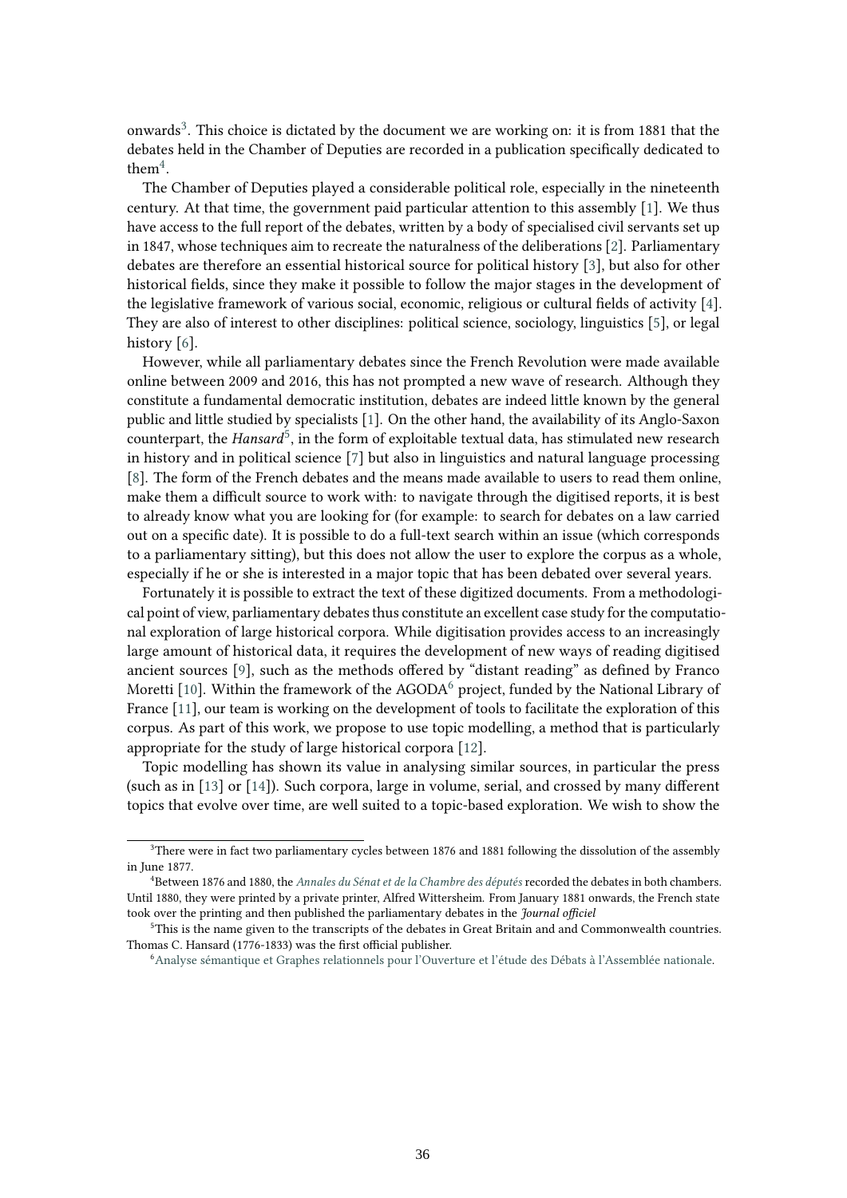onwards[3]. This choice is dictated by the document we are working on: it is from 1881 that the debates held in the Chamber of Deputies are recorded in a publication specifically dedicated to them[4].

The Chamber of Deputies played a considerable political role, especially in the nineteenth century. At that time, the government paid particular attention to this assembly [1]. We thus have access to the full report of the debates, written by a body of specialised civil servants set up in 1847, whose techniques aim to recreate the naturalness of the deliberations [2]. Parliamentary debates are therefore an essential historical source for political history [3], but also for other historical fields, since they make it possible to follow the major stages in the development of the legislative framework of various social, economic, religious or cultural fields of activity [4]. They are also of interest to other disciplines: political science, sociology, linguistics [5], or legal history [6].

However, while all parliamentary debates since the French Revolution were made available online between 2009 and 2016, this has not prompted a new wave of research. Although they constitute a fundamental democratic institution, debates are indeed little known by the general public and little studied by specialists [1]. On the other hand, the availability of its Anglo-Saxon counterpart, the *Hansard*[5], in the form of exploitable textual data, has stimulated new research in history and in political science [7] but also in linguistics and natural language processing [8]. The form of the French debates and the means made available to users to read them online, make them a difficult source to work with: to navigate through the digitised reports, it is best to already know what you are looking for (for example: to search for debates on a law carried out on a specific date). It is possible to do a full-text search within an issue (which corresponds to a parliamentary sitting), but this does not allow the user to explore the corpus as a whole, especially if he or she is interested in a major topic that has been debated over several years.

Fortunately it is possible to extract the text of these digitized documents. From a methodological point of view, parliamentary debates thus constitute an excellent case study for the computational exploration of large historical corpora. While digitisation provides access to an increasingly large amount of historical data, it requires the development of new ways of reading digitised ancient sources [9], such as the methods offered by "distant reading" as defined by Franco Moretti [10]. Within the framework of the AGODA[6] project, funded by the National Library of France [11], our team is working on the development of tools to facilitate the exploration of this corpus. As part of this work, we propose to use topic modelling, a method that is particularly appropriate for the study of large historical corpora [12].

Topic modelling has shown its value in analysing similar sources, in particular the press (such as in [13] or [14]). Such corpora, large in volume, serial, and crossed by many different topics that evolve over time, are well suited to a topic-based exploration. We wish to show the

---

[3] There were in fact two parliamentary cycles between 1876 and 1881 following the dissolution of the assembly in June 1877.

[4] Between 1876 and 1880, the *Annales du Sénat et de la Chambre des députés* recorded the debates in both chambers. Until 1880, they were printed by a private printer, Alfred Wittersheim. From January 1881 onwards, the French state took over the printing and then published the parliamentary debates in the *Journal officiel*

[5] This is the name given to the transcripts of the debates in Great Britain and and Commonwealth countries. Thomas C. Hansard (1776-1833) was the first official publisher.

[6] Analyse sémantique et Graphes relationnels pour l'Ouverture et l'étude des Débats à l'Assemblée nationale.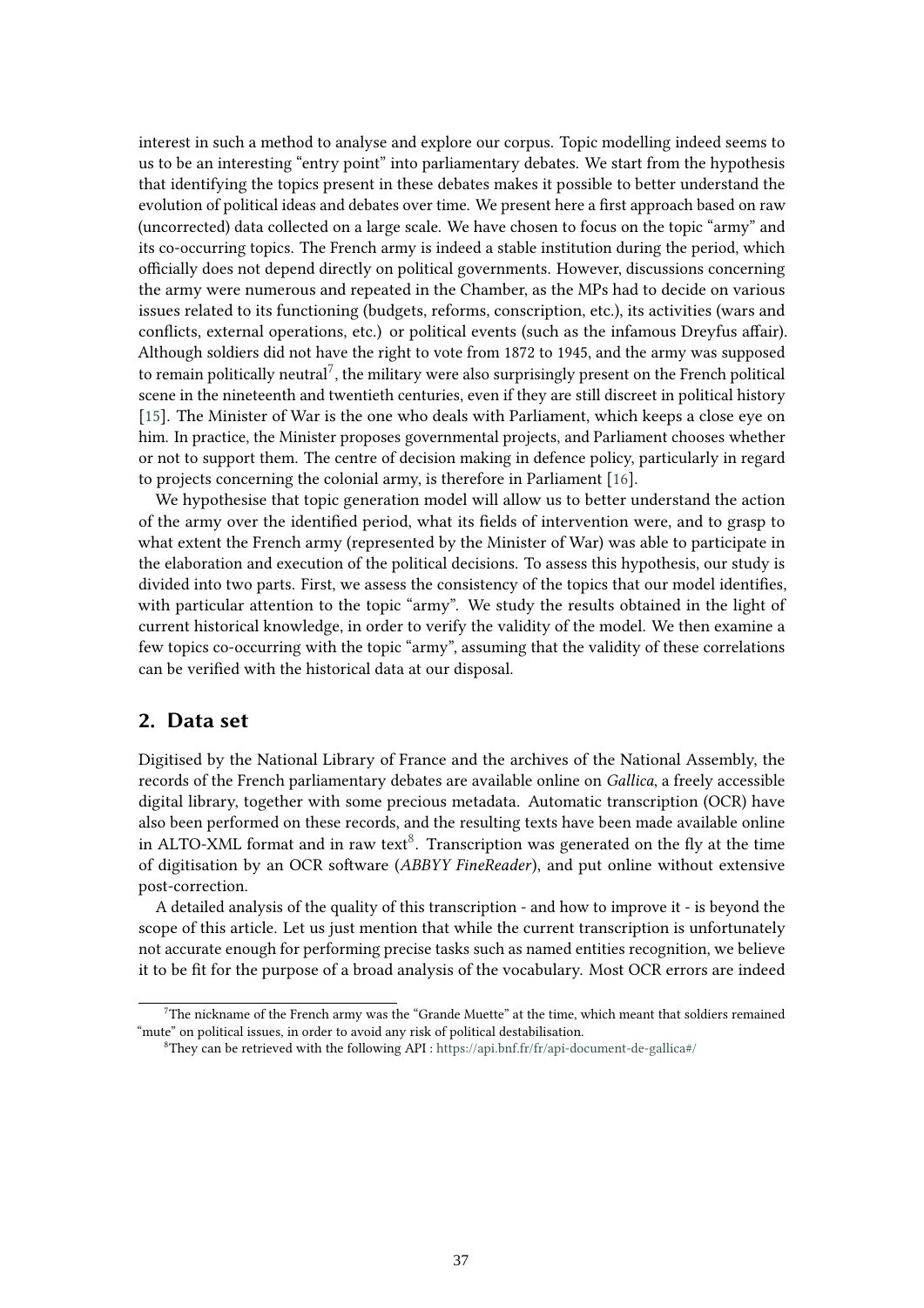interest in such a method to analyse and explore our corpus. Topic modelling indeed seems to us to be an interesting "entry point" into parliamentary debates. We start from the hypothesis that identifying the topics present in these debates makes it possible to better understand the evolution of political ideas and debates over time. We present here a first approach based on raw (uncorrected) data collected on a large scale. We have chosen to focus on the topic "army" and its co-occurring topics. The French army is indeed a stable institution during the period, which officially does not depend directly on political governments. However, discussions concerning the army were numerous and repeated in the Chamber, as the MPs had to decide on various issues related to its functioning (budgets, reforms, conscription, etc.), its activities (wars and conflicts, external operations, etc.) or political events (such as the infamous Dreyfus affair). Although soldiers did not have the right to vote from 1872 to 1945, and the army was supposed to remain politically neutral[7], the military were also surprisingly present on the French political scene in the nineteenth and twentieth centuries, even if they are still discreet in political history [15]. The Minister of War is the one who deals with Parliament, which keeps a close eye on him. In practice, the Minister proposes governmental projects, and Parliament chooses whether or not to support them. The centre of decision making in defence policy, particularly in regard to projects concerning the colonial army, is therefore in Parliament [16].

We hypothesise that topic generation model will allow us to better understand the action of the army over the identified period, what its fields of intervention were, and to grasp to what extent the French army (represented by the Minister of War) was able to participate in the elaboration and execution of the political decisions. To assess this hypothesis, our study is divided into two parts. First, we assess the consistency of the topics that our model identifies, with particular attention to the topic "army". We study the results obtained in the light of current historical knowledge, in order to verify the validity of the model. We then examine a few topics co-occurring with the topic "army", assuming that the validity of these correlations can be verified with the historical data at our disposal.

## 2. Data set

Digitised by the National Library of France and the archives of the National Assembly, the records of the French parliamentary debates are available online on *Gallica*, a freely accessible digital library, together with some precious metadata. Automatic transcription (OCR) have also been performed on these records, and the resulting texts have been made available online in ALTO-XML format and in raw text[8]. Transcription was generated on the fly at the time of digitisation by an OCR software (*ABBYY FineReader*), and put online without extensive post-correction.

A detailed analysis of the quality of this transcription - and how to improve it - is beyond the scope of this article. Let us just mention that while the current transcription is unfortunately not accurate enough for performing precise tasks such as named entities recognition, we believe it to be fit for the purpose of a broad analysis of the vocabulary. Most OCR errors are indeed

[7] The nickname of the French army was the "Grande Muette" at the time, which meant that soldiers remained "mute" on political issues, in order to avoid any risk of political destabilisation.

[8] They can be retrieved with the following API : https://api.bnf.fr/fr/api-document-de-gallica#/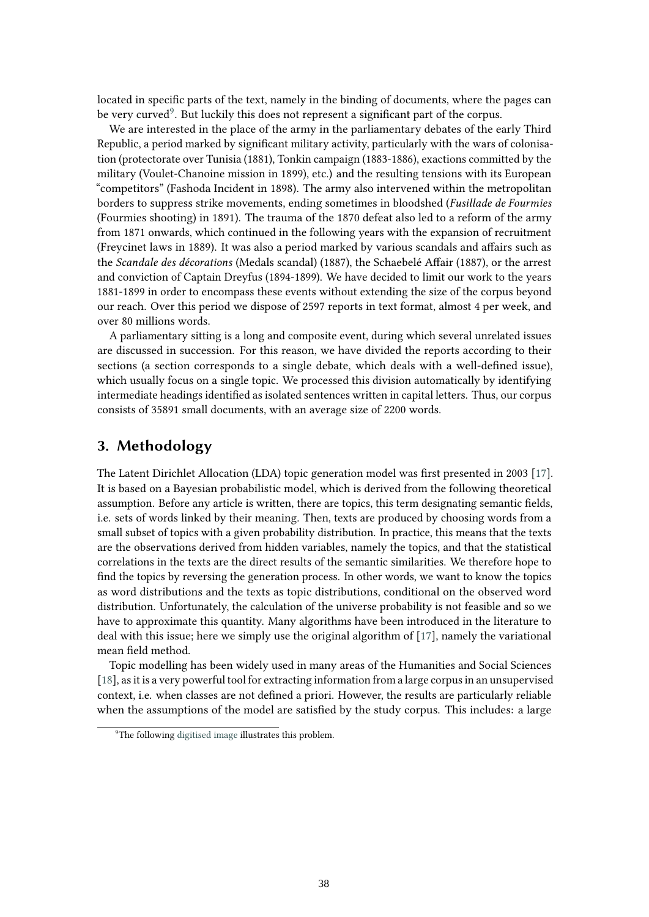located in specific parts of the text, namely in the binding of documents, where the pages can be very curved[9]. But luckily this does not represent a significant part of the corpus.

We are interested in the place of the army in the parliamentary debates of the early Third Republic, a period marked by significant military activity, particularly with the wars of colonisation (protectorate over Tunisia (1881), Tonkin campaign (1883-1886), exactions committed by the military (Voulet-Chanoine mission in 1899), etc.) and the resulting tensions with its European "competitors" (Fashoda Incident in 1898). The army also intervened within the metropolitan borders to suppress strike movements, ending sometimes in bloodshed (*Fusillade de Fourmies* (Fourmies shooting) in 1891). The trauma of the 1870 defeat also led to a reform of the army from 1871 onwards, which continued in the following years with the expansion of recruitment (Freycinet laws in 1889). It was also a period marked by various scandals and affairs such as the *Scandale des décorations* (Medals scandal) (1887), the Schaebelé Affair (1887), or the arrest and conviction of Captain Dreyfus (1894-1899). We have decided to limit our work to the years 1881-1899 in order to encompass these events without extending the size of the corpus beyond our reach. Over this period we dispose of 2597 reports in text format, almost 4 per week, and over 80 millions words.

A parliamentary sitting is a long and composite event, during which several unrelated issues are discussed in succession. For this reason, we have divided the reports according to their sections (a section corresponds to a single debate, which deals with a well-defined issue), which usually focus on a single topic. We processed this division automatically by identifying intermediate headings identified as isolated sentences written in capital letters. Thus, our corpus consists of 35891 small documents, with an average size of 2200 words.

## 3. Methodology

The Latent Dirichlet Allocation (LDA) topic generation model was first presented in 2003 [17]. It is based on a Bayesian probabilistic model, which is derived from the following theoretical assumption. Before any article is written, there are topics, this term designating semantic fields, i.e. sets of words linked by their meaning. Then, texts are produced by choosing words from a small subset of topics with a given probability distribution. In practice, this means that the texts are the observations derived from hidden variables, namely the topics, and that the statistical correlations in the texts are the direct results of the semantic similarities. We therefore hope to find the topics by reversing the generation process. In other words, we want to know the topics as word distributions and the texts as topic distributions, conditional on the observed word distribution. Unfortunately, the calculation of the universe probability is not feasible and so we have to approximate this quantity. Many algorithms have been introduced in the literature to deal with this issue; here we simply use the original algorithm of [17], namely the variational mean field method.

Topic modelling has been widely used in many areas of the Humanities and Social Sciences [18], as it is a very powerful tool for extracting information from a large corpus in an unsupervised context, i.e. when classes are not defined a priori. However, the results are particularly reliable when the assumptions of the model are satisfied by the study corpus. This includes: a large

[9] The following digitised image illustrates this problem.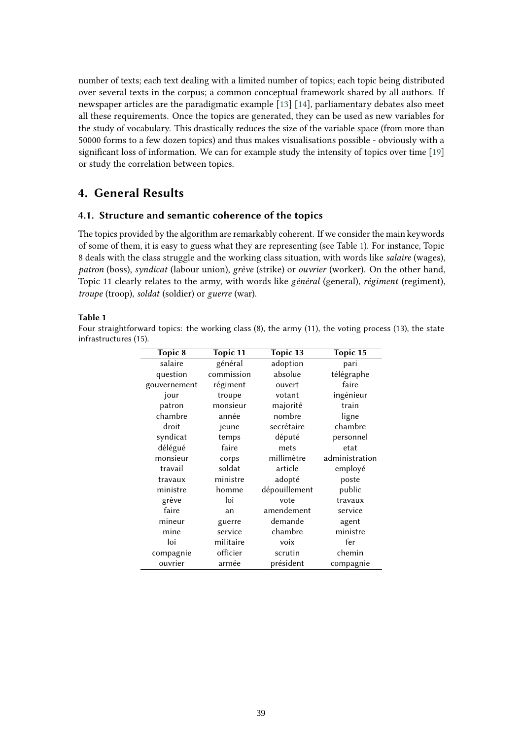number of texts; each text dealing with a limited number of topics; each topic being distributed over several texts in the corpus; a common conceptual framework shared by all authors. If newspaper articles are the paradigmatic example [13] [14], parliamentary debates also meet all these requirements. Once the topics are generated, they can be used as new variables for the study of vocabulary. This drastically reduces the size of the variable space (from more than 50000 forms to a few dozen topics) and thus makes visualisations possible - obviously with a significant loss of information. We can for example study the intensity of topics over time [19] or study the correlation between topics.

## 4. General Results

### 4.1. Structure and semantic coherence of the topics

The topics provided by the algorithm are remarkably coherent. If we consider the main keywords of some of them, it is easy to guess what they are representing (see Table 1). For instance, Topic 8 deals with the class struggle and the working class situation, with words like *salaire* (wages), *patron* (boss), *syndicat* (labour union), *grève* (strike) or *ouvrier* (worker). On the other hand, Topic 11 clearly relates to the army, with words like *général* (general), *régiment* (regiment), *troupe* (troop), *soldat* (soldier) or *guerre* (war).

**Table 1**

Four straightforward topics: the working class (8), the army (11), the voting process (13), the state infrastructures (15).

| Topic 8 | Topic 11 | Topic 13 | Topic 15 |
|---|---|---|---|
| salaire | général | adoption | pari |
| question | commission | absolue | télégraphe |
| gouvernement | régiment | ouvert | faire |
| jour | troupe | votant | ingénieur |
| patron | monsieur | majorité | train |
| chambre | année | nombre | ligne |
| droit | jeune | secrétaire | chambre |
| syndicat | temps | député | personnel |
| délégué | faire | mets | etat |
| monsieur | corps | millimètre | administration |
| travail | soldat | article | employé |
| travaux | ministre | adopté | poste |
| ministre | homme | dépouillement | public |
| grève | loi | vote | travaux |
| faire | an | amendement | service |
| mineur | guerre | demande | agent |
| mine | service | chambre | ministre |
| loi | militaire | voix | fer |
| compagnie | officier | scrutin | chemin |
| ouvrier | armée | président | compagnie |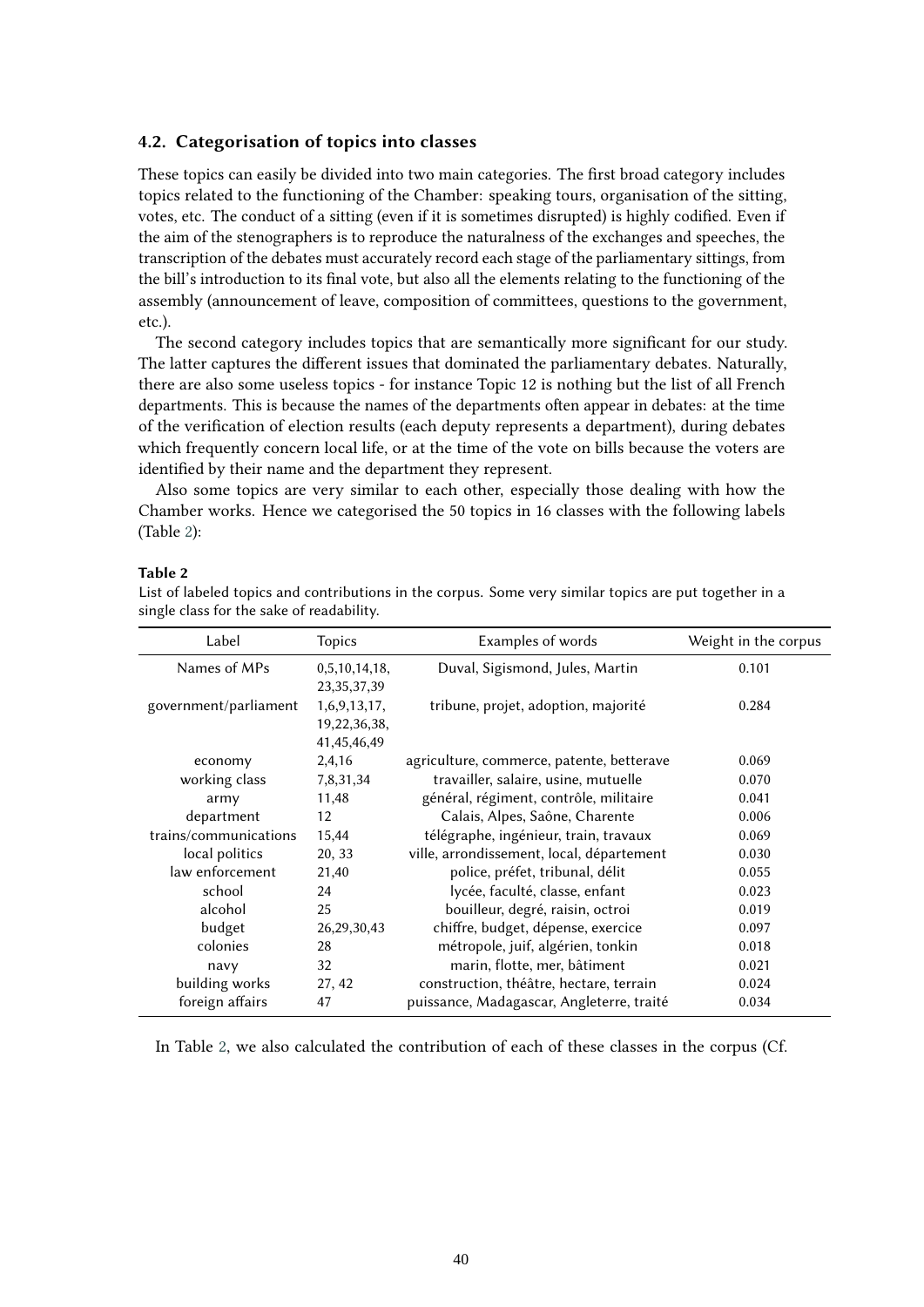### 4.2. Categorisation of topics into classes

These topics can easily be divided into two main categories. The first broad category includes topics related to the functioning of the Chamber: speaking tours, organisation of the sitting, votes, etc. The conduct of a sitting (even if it is sometimes disrupted) is highly codified. Even if the aim of the stenographers is to reproduce the naturalness of the exchanges and speeches, the transcription of the debates must accurately record each stage of the parliamentary sittings, from the bill's introduction to its final vote, but also all the elements relating to the functioning of the assembly (announcement of leave, composition of committees, questions to the government, etc.).

The second category includes topics that are semantically more significant for our study. The latter captures the different issues that dominated the parliamentary debates. Naturally, there are also some useless topics - for instance Topic 12 is nothing but the list of all French departments. This is because the names of the departments often appear in debates: at the time of the verification of election results (each deputy represents a department), during debates which frequently concern local life, or at the time of the vote on bills because the voters are identified by their name and the department they represent.

Also some topics are very similar to each other, especially those dealing with how the Chamber works. Hence we categorised the 50 topics in 16 classes with the following labels (Table 2):

**Table 2**

List of labeled topics and contributions in the corpus. Some very similar topics are put together in a single class for the sake of readability.

| Label | Topics | Examples of words | Weight in the corpus |
|---|---|---|---|
| Names of MPs | 0,5,10,14,18, 23,35,37,39 | Duval, Sigismond, Jules, Martin | 0.101 |
| government/parliament | 1,6,9,13,17, 19,22,36,38, 41,45,46,49 | tribune, projet, adoption, majorité | 0.284 |
| economy | 2,4,16 | agriculture, commerce, patente, betterave | 0.069 |
| working class | 7,8,31,34 | travailler, salaire, usine, mutuelle | 0.070 |
| army | 11,48 | général, régiment, contrôle, militaire | 0.041 |
| department | 12 | Calais, Alpes, Saône, Charente | 0.006 |
| trains/communications | 15,44 | télégraphe, ingénieur, train, travaux | 0.069 |
| local politics | 20, 33 | ville, arrondissement, local, département | 0.030 |
| law enforcement | 21,40 | police, préfet, tribunal, délit | 0.055 |
| school | 24 | lycée, faculté, classe, enfant | 0.023 |
| alcohol | 25 | bouilleur, degré, raisin, octroi | 0.019 |
| budget | 26,29,30,43 | chiffre, budget, dépense, exercice | 0.097 |
| colonies | 28 | métropole, juif, algérien, tonkin | 0.018 |
| navy | 32 | marin, flotte, mer, bâtiment | 0.021 |
| building works | 27, 42 | construction, théâtre, hectare, terrain | 0.024 |
| foreign affairs | 47 | puissance, Madagascar, Angleterre, traité | 0.034 |

In Table 2, we also calculated the contribution of each of these classes in the corpus (Cf.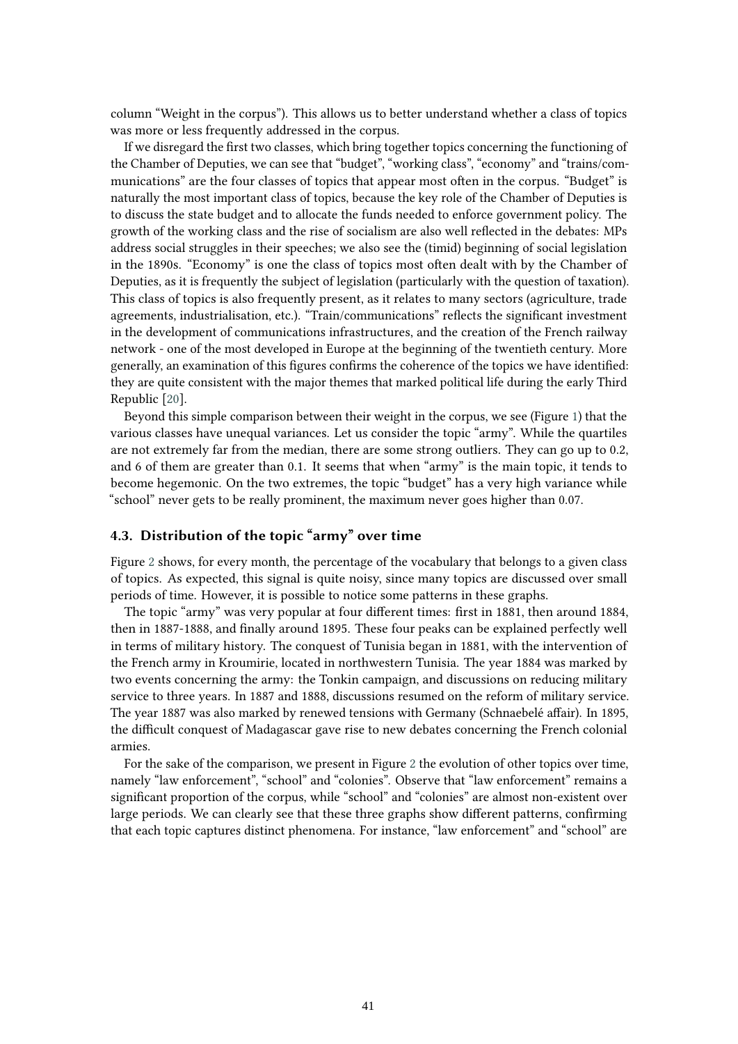column “Weight in the corpus”). This allows us to better understand whether a class of topics was more or less frequently addressed in the corpus.

If we disregard the first two classes, which bring together topics concerning the functioning of the Chamber of Deputies, we can see that “budget”, “working class”, “economy” and “trains/communications” are the four classes of topics that appear most often in the corpus. “Budget” is naturally the most important class of topics, because the key role of the Chamber of Deputies is to discuss the state budget and to allocate the funds needed to enforce government policy. The growth of the working class and the rise of socialism are also well reflected in the debates: MPs address social struggles in their speeches; we also see the (timid) beginning of social legislation in the 1890s. “Economy” is one the class of topics most often dealt with by the Chamber of Deputies, as it is frequently the subject of legislation (particularly with the question of taxation). This class of topics is also frequently present, as it relates to many sectors (agriculture, trade agreements, industrialisation, etc.). “Train/communications” reflects the significant investment in the development of communications infrastructures, and the creation of the French railway network - one of the most developed in Europe at the beginning of the twentieth century. More generally, an examination of this figures confirms the coherence of the topics we have identified: they are quite consistent with the major themes that marked political life during the early Third Republic [20].

Beyond this simple comparison between their weight in the corpus, we see (Figure 1) that the various classes have unequal variances. Let us consider the topic “army”. While the quartiles are not extremely far from the median, there are some strong outliers. They can go up to 0.2, and 6 of them are greater than 0.1. It seems that when “army” is the main topic, it tends to become hegemonic. On the two extremes, the topic “budget” has a very high variance while “school” never gets to be really prominent, the maximum never goes higher than 0.07.

### 4.3. Distribution of the topic “army” over time

Figure 2 shows, for every month, the percentage of the vocabulary that belongs to a given class of topics. As expected, this signal is quite noisy, since many topics are discussed over small periods of time. However, it is possible to notice some patterns in these graphs.

The topic “army” was very popular at four different times: first in 1881, then around 1884, then in 1887-1888, and finally around 1895. These four peaks can be explained perfectly well in terms of military history. The conquest of Tunisia began in 1881, with the intervention of the French army in Kroumirie, located in northwestern Tunisia. The year 1884 was marked by two events concerning the army: the Tonkin campaign, and discussions on reducing military service to three years. In 1887 and 1888, discussions resumed on the reform of military service. The year 1887 was also marked by renewed tensions with Germany (Schnaebelé affair). In 1895, the difficult conquest of Madagascar gave rise to new debates concerning the French colonial armies.

For the sake of the comparison, we present in Figure 2 the evolution of other topics over time, namely “law enforcement”, “school” and “colonies”. Observe that “law enforcement” remains a significant proportion of the corpus, while “school” and “colonies” are almost non-existent over large periods. We can clearly see that these three graphs show different patterns, confirming that each topic captures distinct phenomena. For instance, “law enforcement” and “school” are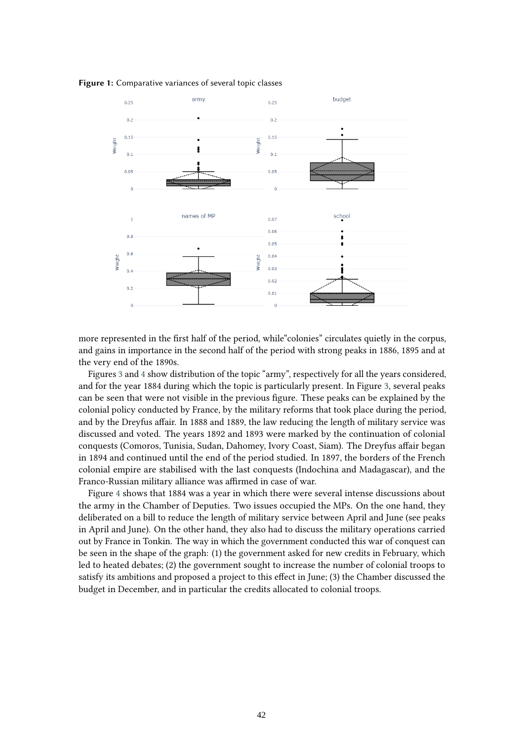**Figure 1:** Comparative variances of several topic classes

more represented in the first half of the period, while"colonies" circulates quietly in the corpus, and gains in importance in the second half of the period with strong peaks in 1886, 1895 and at the very end of the 1890s.

Figures 3 and 4 show distribution of the topic "army", respectively for all the years considered, and for the year 1884 during which the topic is particularly present. In Figure 3, several peaks can be seen that were not visible in the previous figure. These peaks can be explained by the colonial policy conducted by France, by the military reforms that took place during the period, and by the Dreyfus affair. In 1888 and 1889, the law reducing the length of military service was discussed and voted. The years 1892 and 1893 were marked by the continuation of colonial conquests (Comoros, Tunisia, Sudan, Dahomey, Ivory Coast, Siam). The Dreyfus affair began in 1894 and continued until the end of the period studied. In 1897, the borders of the French colonial empire are stabilised with the last conquests (Indochina and Madagascar), and the Franco-Russian military alliance was affirmed in case of war.

Figure 4 shows that 1884 was a year in which there were several intense discussions about the army in the Chamber of Deputies. Two issues occupied the MPs. On the one hand, they deliberated on a bill to reduce the length of military service between April and June (see peaks in April and June). On the other hand, they also had to discuss the military operations carried out by France in Tonkin. The way in which the government conducted this war of conquest can be seen in the shape of the graph: (1) the government asked for new credits in February, which led to heated debates; (2) the government sought to increase the number of colonial troops to satisfy its ambitions and proposed a project to this effect in June; (3) the Chamber discussed the budget in December, and in particular the credits allocated to colonial troops.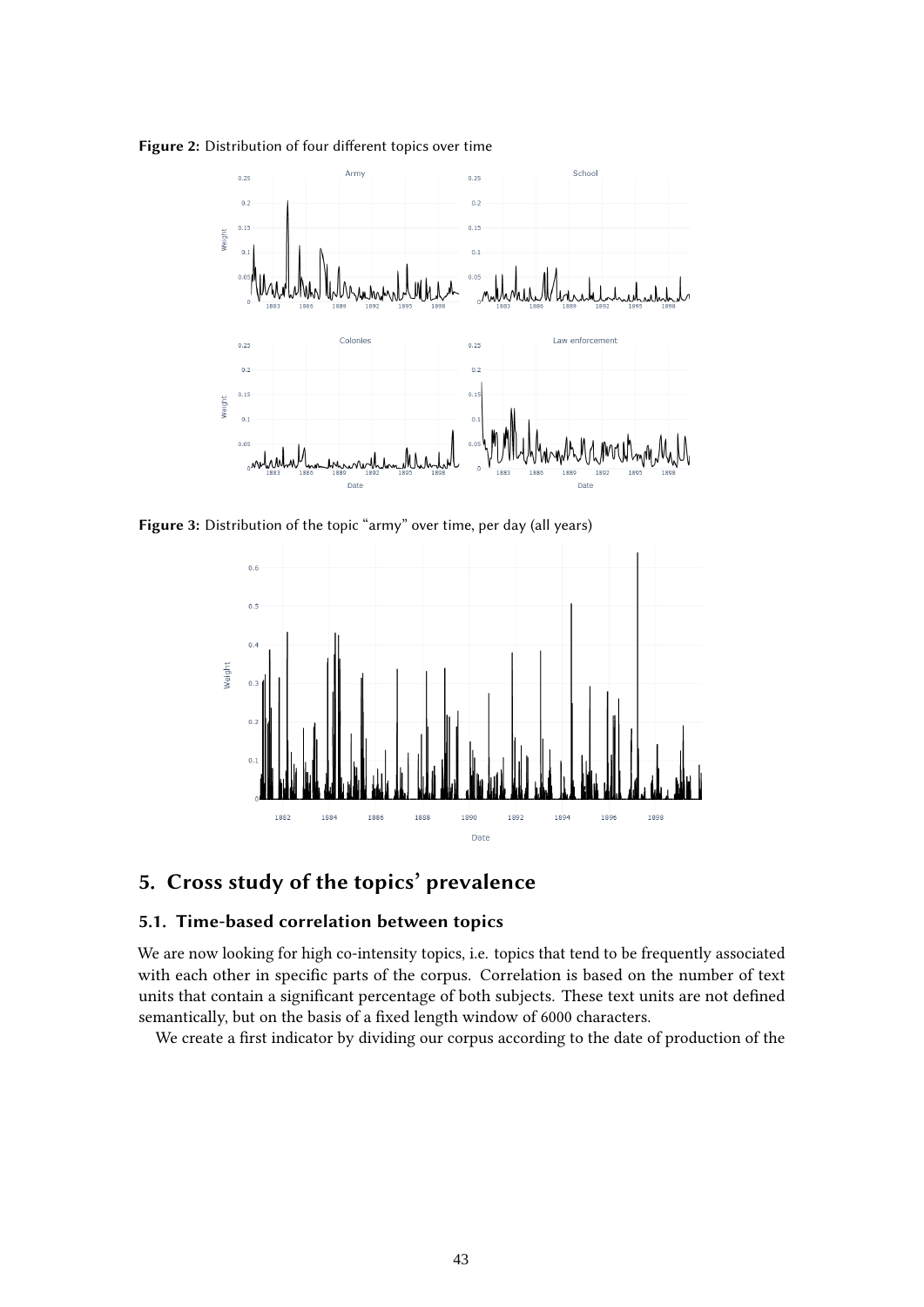**Figure 2:** Distribution of four different topics over time

**Figure 3:** Distribution of the topic "army" over time, per day (all years)

## 5. Cross study of the topics' prevalence

### 5.1. Time-based correlation between topics

We are now looking for high co-intensity topics, i.e. topics that tend to be frequently associated with each other in specific parts of the corpus. Correlation is based on the number of text units that contain a significant percentage of both subjects. These text units are not defined semantically, but on the basis of a fixed length window of 6000 characters.

We create a first indicator by dividing our corpus according to the date of production of the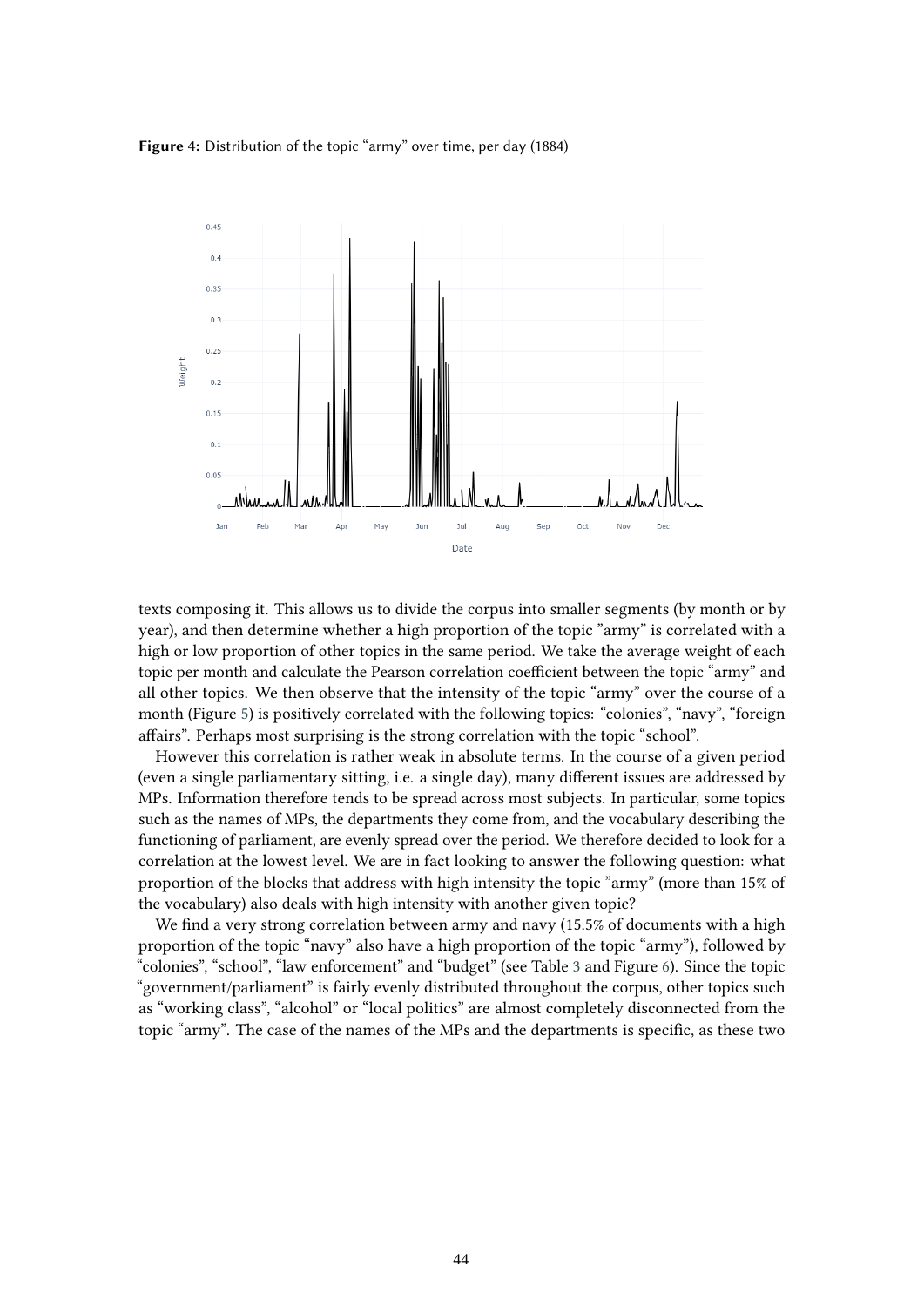**Figure 4:** Distribution of the topic "army" over time, per day (1884)

texts composing it. This allows us to divide the corpus into smaller segments (by month or by year), and then determine whether a high proportion of the topic "army" is correlated with a high or low proportion of other topics in the same period. We take the average weight of each topic per month and calculate the Pearson correlation coefficient between the topic "army" and all other topics. We then observe that the intensity of the topic "army" over the course of a month (Figure 5) is positively correlated with the following topics: "colonies", "navy", "foreign affairs". Perhaps most surprising is the strong correlation with the topic "school".

However this correlation is rather weak in absolute terms. In the course of a given period (even a single parliamentary sitting, i.e. a single day), many different issues are addressed by MPs. Information therefore tends to be spread across most subjects. In particular, some topics such as the names of MPs, the departments they come from, and the vocabulary describing the functioning of parliament, are evenly spread over the period. We therefore decided to look for a correlation at the lowest level. We are in fact looking to answer the following question: what proportion of the blocks that address with high intensity the topic "army" (more than 15% of the vocabulary) also deals with high intensity with another given topic?

We find a very strong correlation between army and navy (15.5% of documents with a high proportion of the topic "navy" also have a high proportion of the topic "army"), followed by "colonies", "school", "law enforcement" and "budget" (see Table 3 and Figure 6). Since the topic "government/parliament" is fairly evenly distributed throughout the corpus, other topics such as "working class", "alcohol" or "local politics" are almost completely disconnected from the topic "army". The case of the names of the MPs and the departments is specific, as these two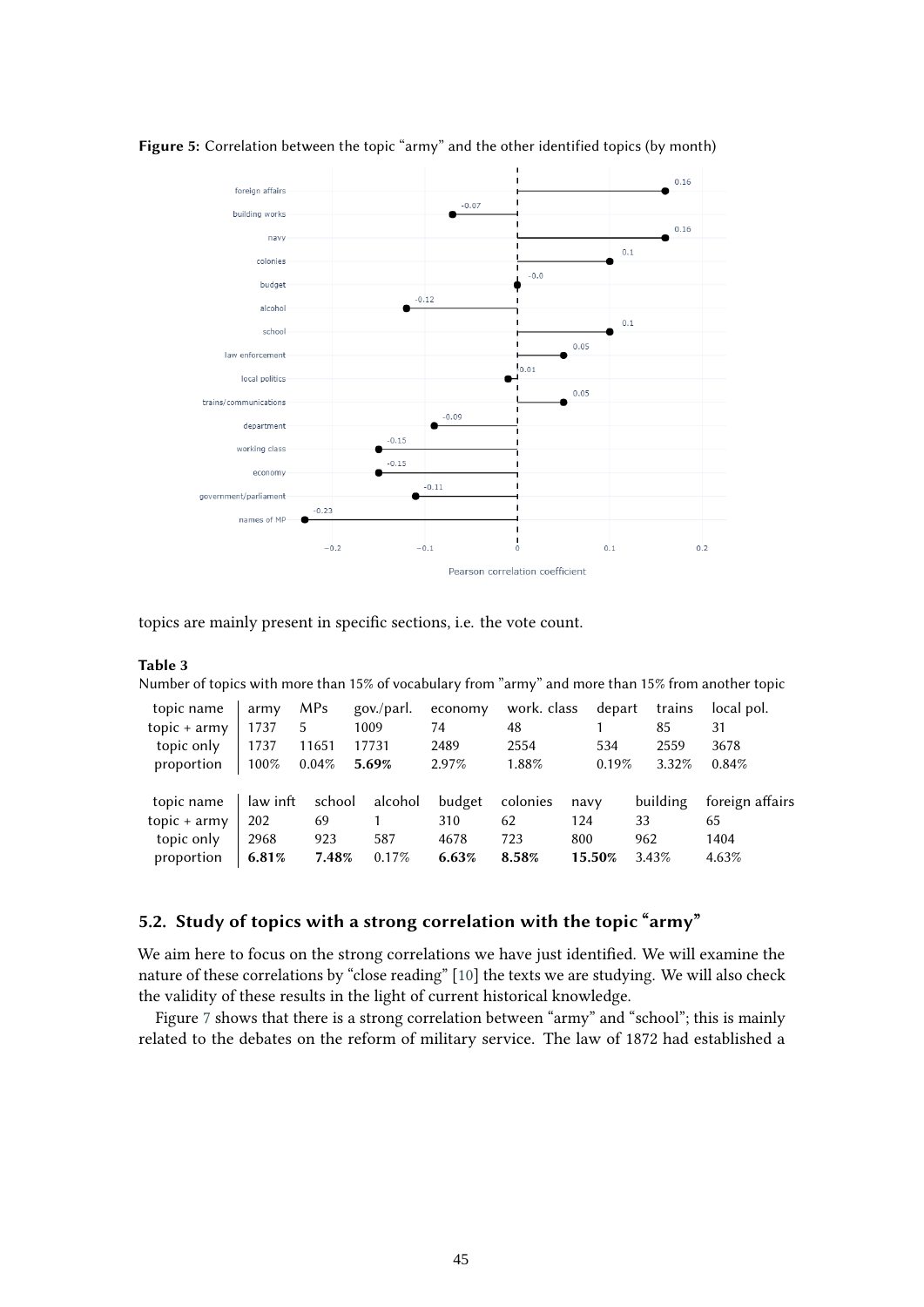**Figure 5:** Correlation between the topic "army" and the other identified topics (by month)

topics are mainly present in specific sections, i.e. the vote count.

**Table 3**
Number of topics with more than 15% of vocabulary from "army" and more than 15% from another topic

| topic name | army | MPs | gov./parl. | economy | work. class | depart | trains | local pol. |
|---|---|---|---|---|---|---|---|---|
| topic + army | 1737 | 5 | 1009 | 74 | 48 | 1 | 85 | 31 |
| topic only | 1737 | 11651 | 17731 | 2489 | 2554 | 534 | 2559 | 3678 |
| proportion | 100% | 0.04% | **5.69%** | 2.97% | 1.88% | 0.19% | 3.32% | 0.84% |

| topic name | law inft | school | alcohol | budget | colonies | navy | building | foreign affairs |
|---|---|---|---|---|---|---|---|---|
| topic + army | 202 | 69 | 1 | 310 | 62 | 124 | 33 | 65 |
| topic only | 2968 | 923 | 587 | 4678 | 723 | 800 | 962 | 1404 |
| proportion | **6.81%** | **7.48%** | 0.17% | **6.63%** | **8.58%** | **15.50%** | 3.43% | 4.63% |

## 5.2. Study of topics with a strong correlation with the topic "army"

We aim here to focus on the strong correlations we have just identified. We will examine the nature of these correlations by "close reading" [10] the texts we are studying. We will also check the validity of these results in the light of current historical knowledge.

Figure 7 shows that there is a strong correlation between "army" and "school"; this is mainly related to the debates on the reform of military service. The law of 1872 had established a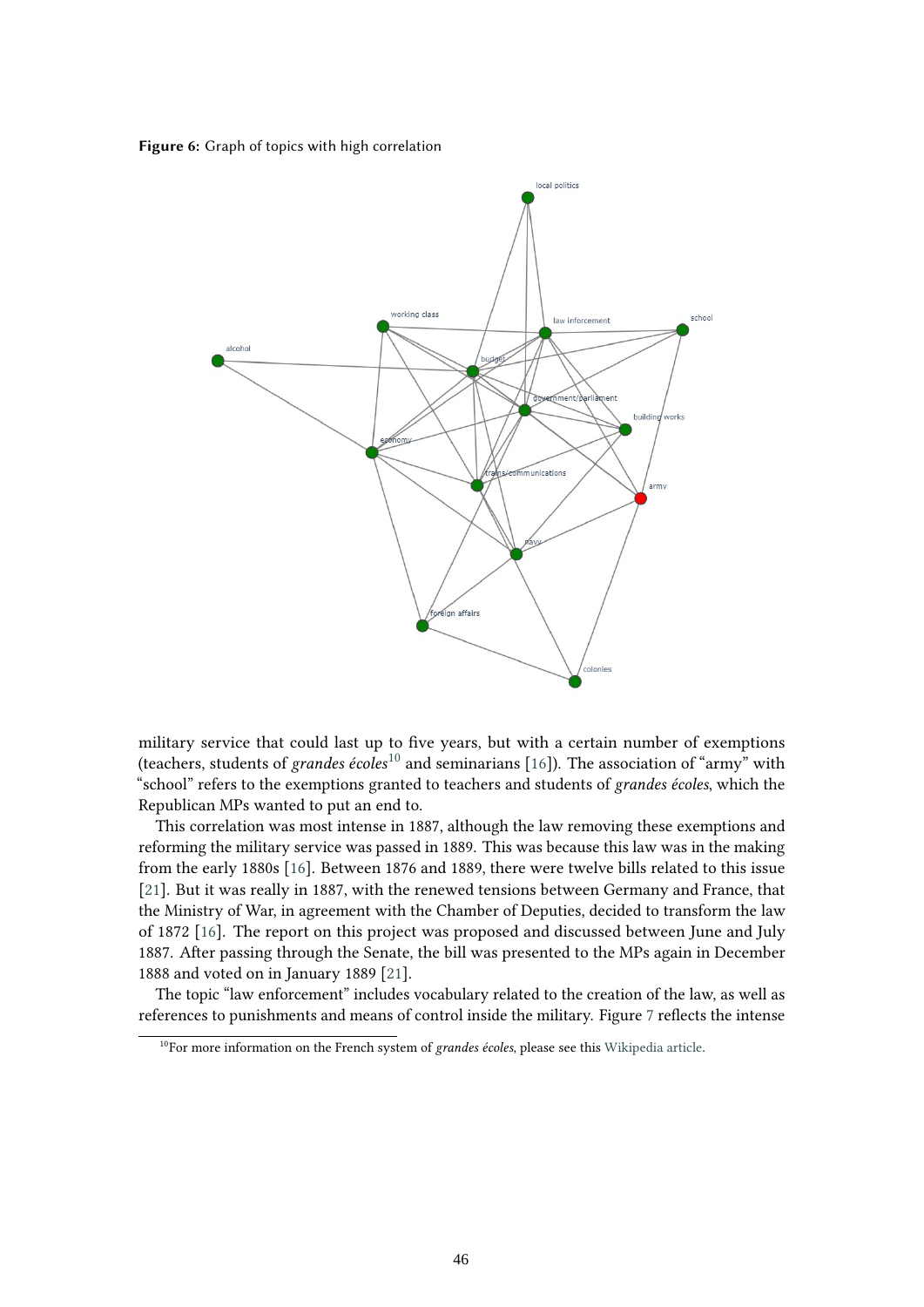**Figure 6:** Graph of topics with high correlation

military service that could last up to five years, but with a certain number of exemptions (teachers, students of *grandes écoles*[10] and seminarians [16]). The association of "army" with "school" refers to the exemptions granted to teachers and students of *grandes écoles*, which the Republican MPs wanted to put an end to.

This correlation was most intense in 1887, although the law removing these exemptions and reforming the military service was passed in 1889. This was because this law was in the making from the early 1880s [16]. Between 1876 and 1889, there were twelve bills related to this issue [21]. But it was really in 1887, with the renewed tensions between Germany and France, that the Ministry of War, in agreement with the Chamber of Deputies, decided to transform the law of 1872 [16]. The report on this project was proposed and discussed between June and July 1887. After passing through the Senate, the bill was presented to the MPs again in December 1888 and voted on in January 1889 [21].

The topic "law enforcement" includes vocabulary related to the creation of the law, as well as references to punishments and means of control inside the military. Figure 7 reflects the intense

[10] For more information on the French system of *grandes écoles*, please see this Wikipedia article.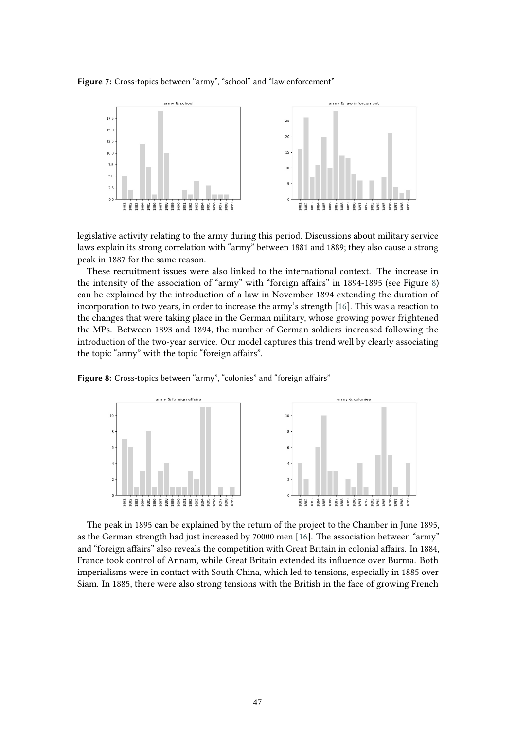**Figure 7:** Cross-topics between “army”, “school” and “law enforcement”

legislative activity relating to the army during this period. Discussions about military service laws explain its strong correlation with “army” between 1881 and 1889; they also cause a strong peak in 1887 for the same reason.

These recruitment issues were also linked to the international context. The increase in the intensity of the association of “army” with “foreign affairs” in 1894-1895 (see Figure 8) can be explained by the introduction of a law in November 1894 extending the duration of incorporation to two years, in order to increase the army’s strength [16]. This was a reaction to the changes that were taking place in the German military, whose growing power frightened the MPs. Between 1893 and 1894, the number of German soldiers increased following the introduction of the two-year service. Our model captures this trend well by clearly associating the topic “army” with the topic “foreign affairs”.

**Figure 8:** Cross-topics between “army”, “colonies” and “foreign affairs”

The peak in 1895 can be explained by the return of the project to the Chamber in June 1895, as the German strength had just increased by 70000 men [16]. The association between “army” and “foreign affairs” also reveals the competition with Great Britain in colonial affairs. In 1884, France took control of Annam, while Great Britain extended its influence over Burma. Both imperialisms were in contact with South China, which led to tensions, especially in 1885 over Siam. In 1885, there were also strong tensions with the British in the face of growing French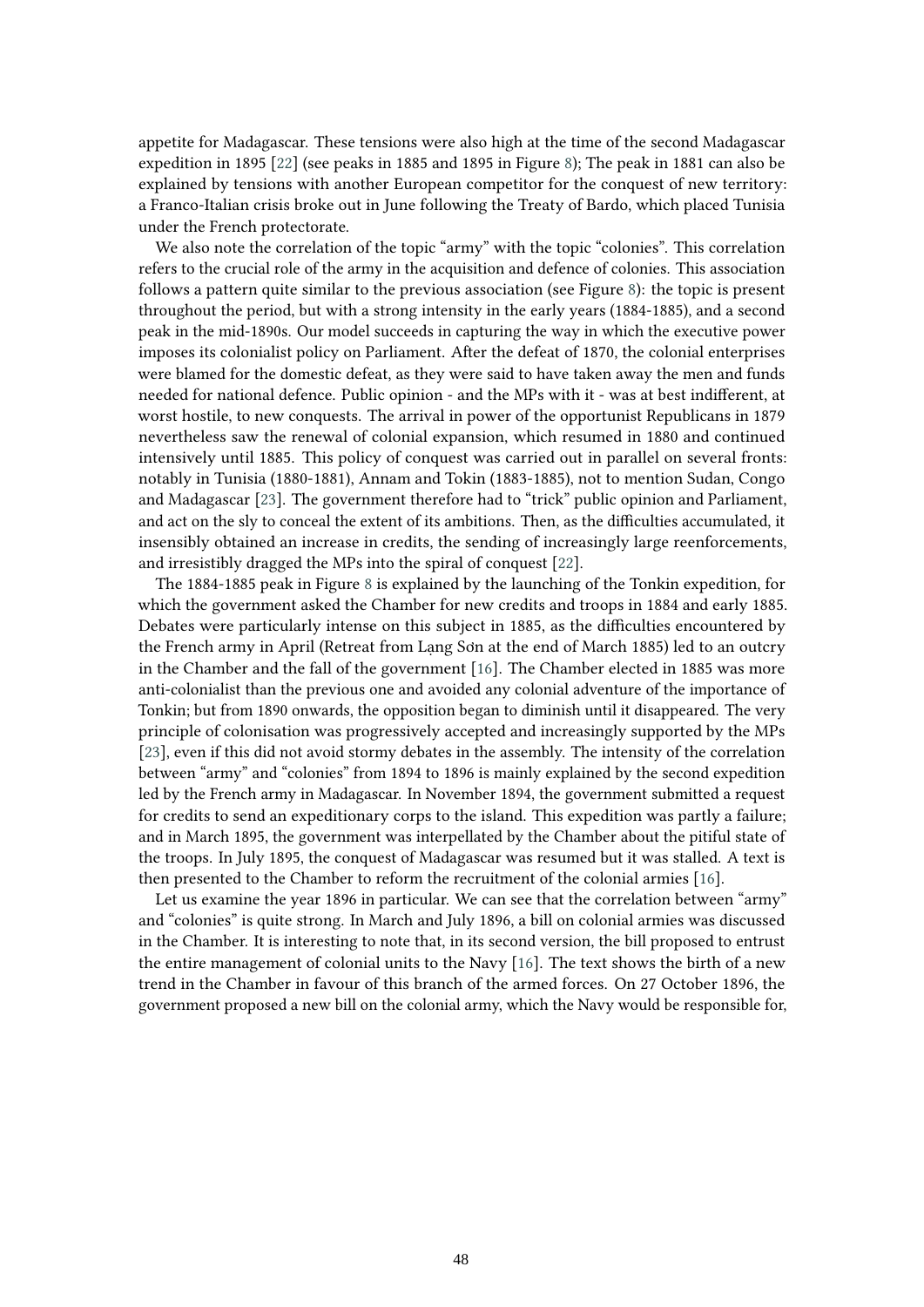appetite for Madagascar. These tensions were also high at the time of the second Madagascar expedition in 1895 [22] (see peaks in 1885 and 1895 in Figure 8); The peak in 1881 can also be explained by tensions with another European competitor for the conquest of new territory: a Franco-Italian crisis broke out in June following the Treaty of Bardo, which placed Tunisia under the French protectorate.

We also note the correlation of the topic "army" with the topic "colonies". This correlation refers to the crucial role of the army in the acquisition and defence of colonies. This association follows a pattern quite similar to the previous association (see Figure 8): the topic is present throughout the period, but with a strong intensity in the early years (1884-1885), and a second peak in the mid-1890s. Our model succeeds in capturing the way in which the executive power imposes its colonialist policy on Parliament. After the defeat of 1870, the colonial enterprises were blamed for the domestic defeat, as they were said to have taken away the men and funds needed for national defence. Public opinion - and the MPs with it - was at best indifferent, at worst hostile, to new conquests. The arrival in power of the opportunist Republicans in 1879 nevertheless saw the renewal of colonial expansion, which resumed in 1880 and continued intensively until 1885. This policy of conquest was carried out in parallel on several fronts: notably in Tunisia (1880-1881), Annam and Tokin (1883-1885), not to mention Sudan, Congo and Madagascar [23]. The government therefore had to "trick" public opinion and Parliament, and act on the sly to conceal the extent of its ambitions. Then, as the difficulties accumulated, it insensibly obtained an increase in credits, the sending of increasingly large reenforcements, and irresistibly dragged the MPs into the spiral of conquest [22].

The 1884-1885 peak in Figure 8 is explained by the launching of the Tonkin expedition, for which the government asked the Chamber for new credits and troops in 1884 and early 1885. Debates were particularly intense on this subject in 1885, as the difficulties encountered by the French army in April (Retreat from Lạng Sơn at the end of March 1885) led to an outcry in the Chamber and the fall of the government [16]. The Chamber elected in 1885 was more anti-colonialist than the previous one and avoided any colonial adventure of the importance of Tonkin; but from 1890 onwards, the opposition began to diminish until it disappeared. The very principle of colonisation was progressively accepted and increasingly supported by the MPs [23], even if this did not avoid stormy debates in the assembly. The intensity of the correlation between "army" and "colonies" from 1894 to 1896 is mainly explained by the second expedition led by the French army in Madagascar. In November 1894, the government submitted a request for credits to send an expeditionary corps to the island. This expedition was partly a failure; and in March 1895, the government was interpellated by the Chamber about the pitiful state of the troops. In July 1895, the conquest of Madagascar was resumed but it was stalled. A text is then presented to the Chamber to reform the recruitment of the colonial armies [16].

Let us examine the year 1896 in particular. We can see that the correlation between "army" and "colonies" is quite strong. In March and July 1896, a bill on colonial armies was discussed in the Chamber. It is interesting to note that, in its second version, the bill proposed to entrust the entire management of colonial units to the Navy [16]. The text shows the birth of a new trend in the Chamber in favour of this branch of the armed forces. On 27 October 1896, the government proposed a new bill on the colonial army, which the Navy would be responsible for,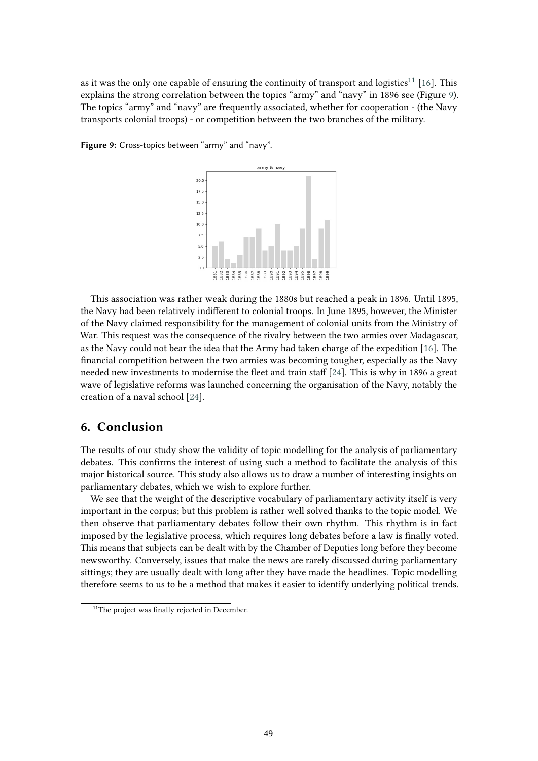as it was the only one capable of ensuring the continuity of transport and logistics[11] [16]. This explains the strong correlation between the topics "army" and "navy" in 1896 see (Figure 9). The topics "army" and "navy" are frequently associated, whether for cooperation - (the Navy transports colonial troops) - or competition between the two branches of the military.

**Figure 9:** Cross-topics between "army" and "navy".

This association was rather weak during the 1880s but reached a peak in 1896. Until 1895, the Navy had been relatively indifferent to colonial troops. In June 1895, however, the Minister of the Navy claimed responsibility for the management of colonial units from the Ministry of War. This request was the consequence of the rivalry between the two armies over Madagascar, as the Navy could not bear the idea that the Army had taken charge of the expedition [16]. The financial competition between the two armies was becoming tougher, especially as the Navy needed new investments to modernise the fleet and train staff [24]. This is why in 1896 a great wave of legislative reforms was launched concerning the organisation of the Navy, notably the creation of a naval school [24].

## 6. Conclusion

The results of our study show the validity of topic modelling for the analysis of parliamentary debates. This confirms the interest of using such a method to facilitate the analysis of this major historical source. This study also allows us to draw a number of interesting insights on parliamentary debates, which we wish to explore further.

We see that the weight of the descriptive vocabulary of parliamentary activity itself is very important in the corpus; but this problem is rather well solved thanks to the topic model. We then observe that parliamentary debates follow their own rhythm. This rhythm is in fact imposed by the legislative process, which requires long debates before a law is finally voted. This means that subjects can be dealt with by the Chamber of Deputies long before they become newsworthy. Conversely, issues that make the news are rarely discussed during parliamentary sittings; they are usually dealt with long after they have made the headlines. Topic modelling therefore seems to us to be a method that makes it easier to identify underlying political trends.

[11] The project was finally rejected in December.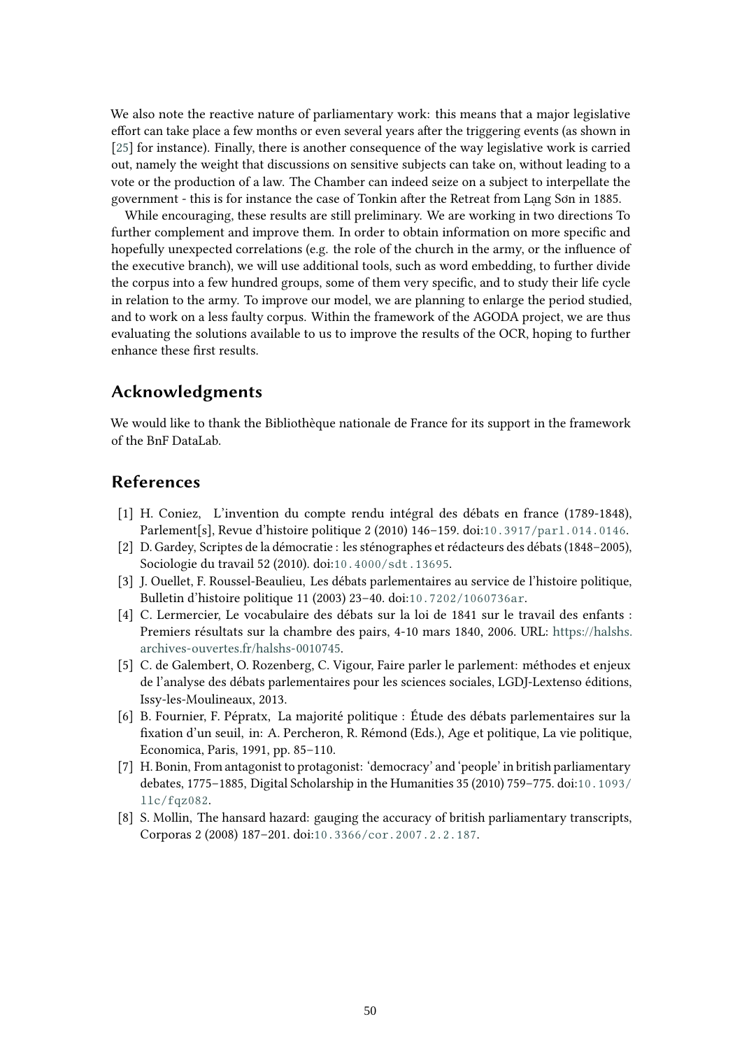We also note the reactive nature of parliamentary work: this means that a major legislative effort can take place a few months or even several years after the triggering events (as shown in [25] for instance). Finally, there is another consequence of the way legislative work is carried out, namely the weight that discussions on sensitive subjects can take on, without leading to a vote or the production of a law. The Chamber can indeed seize on a subject to interpellate the government - this is for instance the case of Tonkin after the Retreat from Lạng Sơn in 1885.

While encouraging, these results are still preliminary. We are working in two directions To further complement and improve them. In order to obtain information on more specific and hopefully unexpected correlations (e.g. the role of the church in the army, or the influence of the executive branch), we will use additional tools, such as word embedding, to further divide the corpus into a few hundred groups, some of them very specific, and to study their life cycle in relation to the army. To improve our model, we are planning to enlarge the period studied, and to work on a less faulty corpus. Within the framework of the AGODA project, we are thus evaluating the solutions available to us to improve the results of the OCR, hoping to further enhance these first results.

## Acknowledgments

We would like to thank the Bibliothèque nationale de France for its support in the framework of the BnF DataLab.

## References

[1] H. Coniez, L'invention du compte rendu intégral des débats en france (1789-1848), Parlement[s], Revue d'histoire politique 2 (2010) 146–159. doi:10.3917/parl.014.0146.

[2] D. Gardey, Scriptes de la démocratie : les sténographes et rédacteurs des débats (1848–2005), Sociologie du travail 52 (2010). doi:10.4000/sdt.13695.

[3] J. Ouellet, F. Roussel-Beaulieu, Les débats parlementaires au service de l'histoire politique, Bulletin d'histoire politique 11 (2003) 23–40. doi:10.7202/1060736ar.

[4] C. Lermercier, Le vocabulaire des débats sur la loi de 1841 sur le travail des enfants : Premiers résultats sur la chambre des pairs, 4-10 mars 1840, 2006. URL: https://halshs.archives-ouvertes.fr/halshs-0010745.

[5] C. de Galembert, O. Rozenberg, C. Vigour, Faire parler le parlement: méthodes et enjeux de l'analyse des débats parlementaires pour les sciences sociales, LGDJ-Lextenso éditions, Issy-les-Moulineaux, 2013.

[6] B. Fournier, F. Pépratx, La majorité politique : Étude des débats parlementaires sur la fixation d'un seuil, in: A. Percheron, R. Rémond (Eds.), Age et politique, La vie politique, Economica, Paris, 1991, pp. 85–110.

[7] H. Bonin, From antagonist to protagonist: 'democracy' and 'people' in british parliamentary debates, 1775–1885, Digital Scholarship in the Humanities 35 (2010) 759–775. doi:10.1093/llc/fqz082.

[8] S. Mollin, The hansard hazard: gauging the accuracy of british parliamentary transcripts, Corporas 2 (2008) 187–201. doi:10.3366/cor.2007.2.2.187.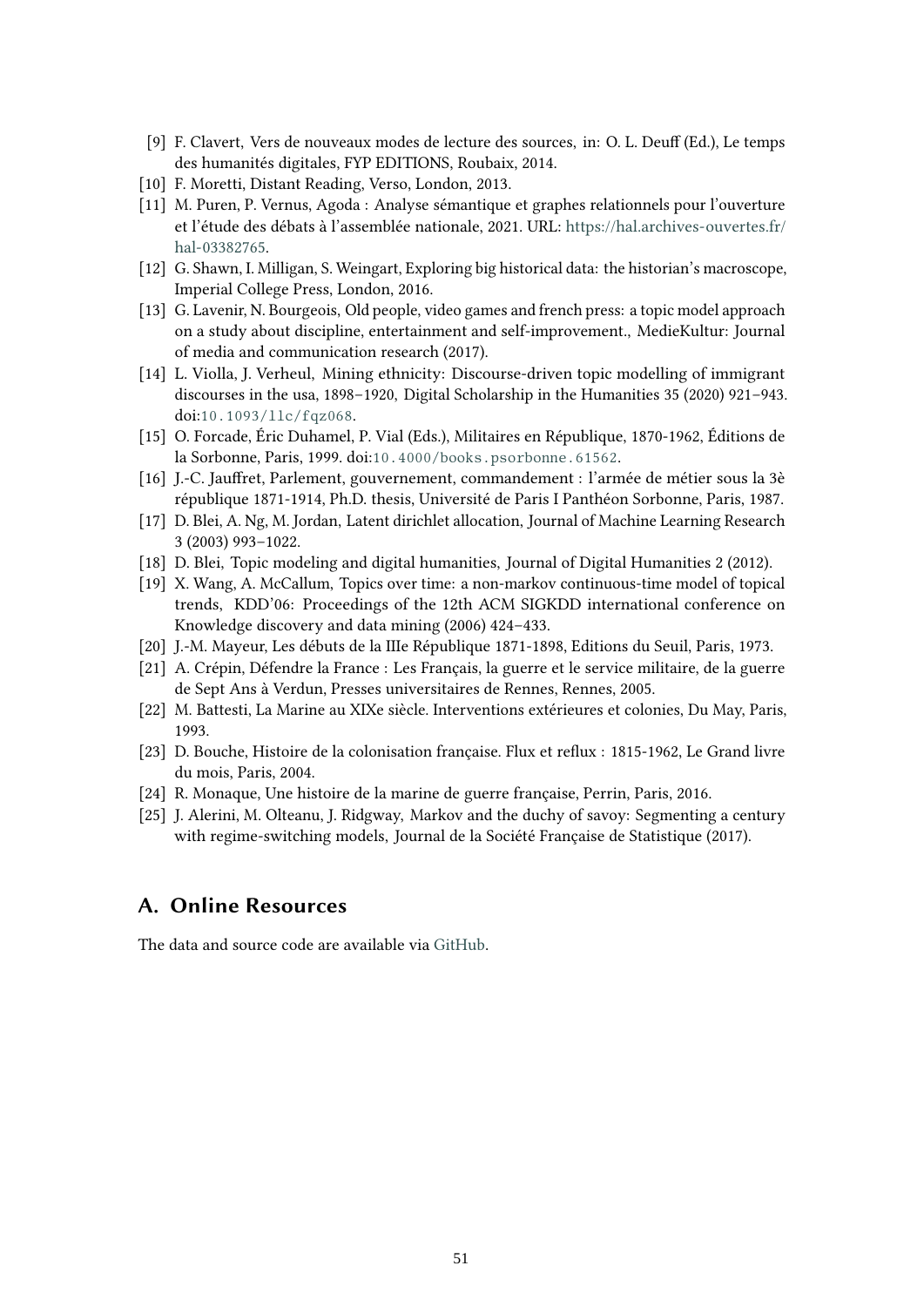[9] F. Clavert, Vers de nouveaux modes de lecture des sources, in: O. L. Deuff (Ed.), Le temps des humanités digitales, FYP EDITIONS, Roubaix, 2014.

[10] F. Moretti, Distant Reading, Verso, London, 2013.

[11] M. Puren, P. Vernus, Agoda : Analyse sémantique et graphes relationnels pour l'ouverture et l'étude des débats à l'assemblée nationale, 2021. URL: https://hal.archives-ouvertes.fr/hal-03382765.

[12] G. Shawn, I. Milligan, S. Weingart, Exploring big historical data: the historian's macroscope, Imperial College Press, London, 2016.

[13] G. Lavenir, N. Bourgeois, Old people, video games and french press: a topic model approach on a study about discipline, entertainment and self-improvement., MedieKultur: Journal of media and communication research (2017).

[14] L. Violla, J. Verheul, Mining ethnicity: Discourse-driven topic modelling of immigrant discourses in the usa, 1898–1920, Digital Scholarship in the Humanities 35 (2020) 921–943. doi:10.1093/llc/fqz068.

[15] O. Forcade, Éric Duhamel, P. Vial (Eds.), Militaires en République, 1870-1962, Éditions de la Sorbonne, Paris, 1999. doi:10.4000/books.psorbonne.61562.

[16] J.-C. Jauffret, Parlement, gouvernement, commandement : l'armée de métier sous la 3è république 1871-1914, Ph.D. thesis, Université de Paris I Panthéon Sorbonne, Paris, 1987.

[17] D. Blei, A. Ng, M. Jordan, Latent dirichlet allocation, Journal of Machine Learning Research 3 (2003) 993–1022.

[18] D. Blei, Topic modeling and digital humanities, Journal of Digital Humanities 2 (2012).

[19] X. Wang, A. McCallum, Topics over time: a non-markov continuous-time model of topical trends, KDD'06: Proceedings of the 12th ACM SIGKDD international conference on Knowledge discovery and data mining (2006) 424–433.

[20] J.-M. Mayeur, Les débuts de la IIIe République 1871-1898, Editions du Seuil, Paris, 1973.

[21] A. Crépin, Défendre la France : Les Français, la guerre et le service militaire, de la guerre de Sept Ans à Verdun, Presses universitaires de Rennes, Rennes, 2005.

[22] M. Battesti, La Marine au XIXe siècle. Interventions extérieures et colonies, Du May, Paris, 1993.

[23] D. Bouche, Histoire de la colonisation française. Flux et reflux : 1815-1962, Le Grand livre du mois, Paris, 2004.

[24] R. Monaque, Une histoire de la marine de guerre française, Perrin, Paris, 2016.

[25] J. Alerini, M. Olteanu, J. Ridgway, Markov and the duchy of savoy: Segmenting a century with regime-switching models, Journal de la Société Française de Statistique (2017).

## A. Online Resources

The data and source code are available via GitHub.